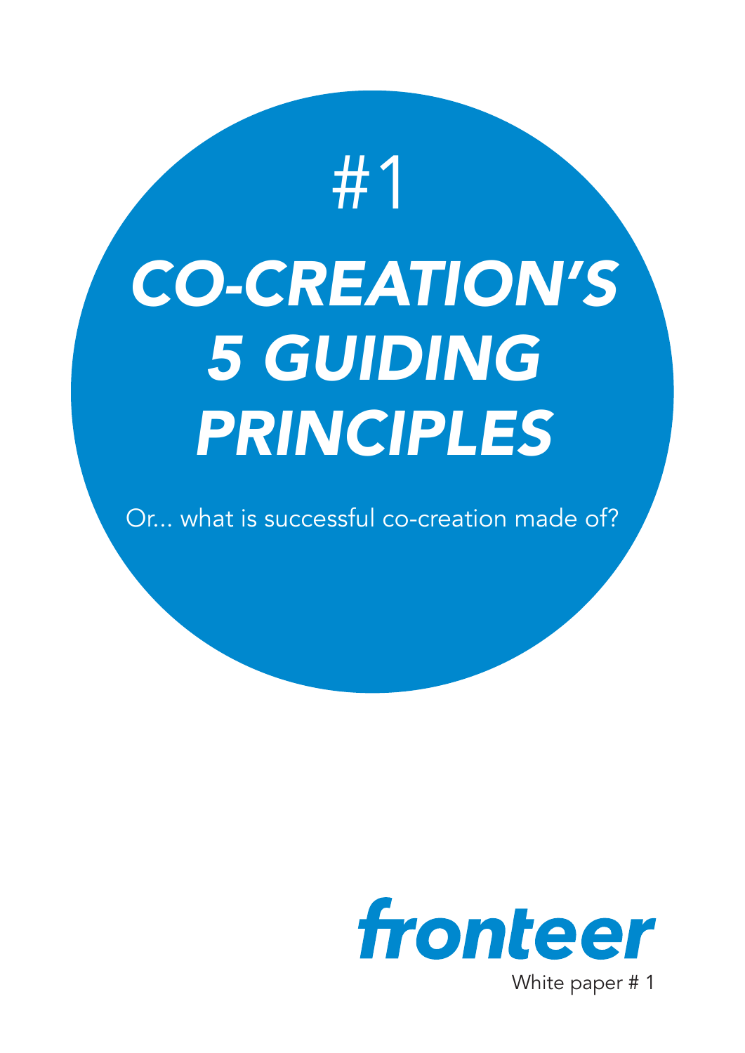#1

# CO-CREATION'S 5 GUIDING PRINCIPLES

Or... what is successful co-creation made of?

fronteer

White paper # 1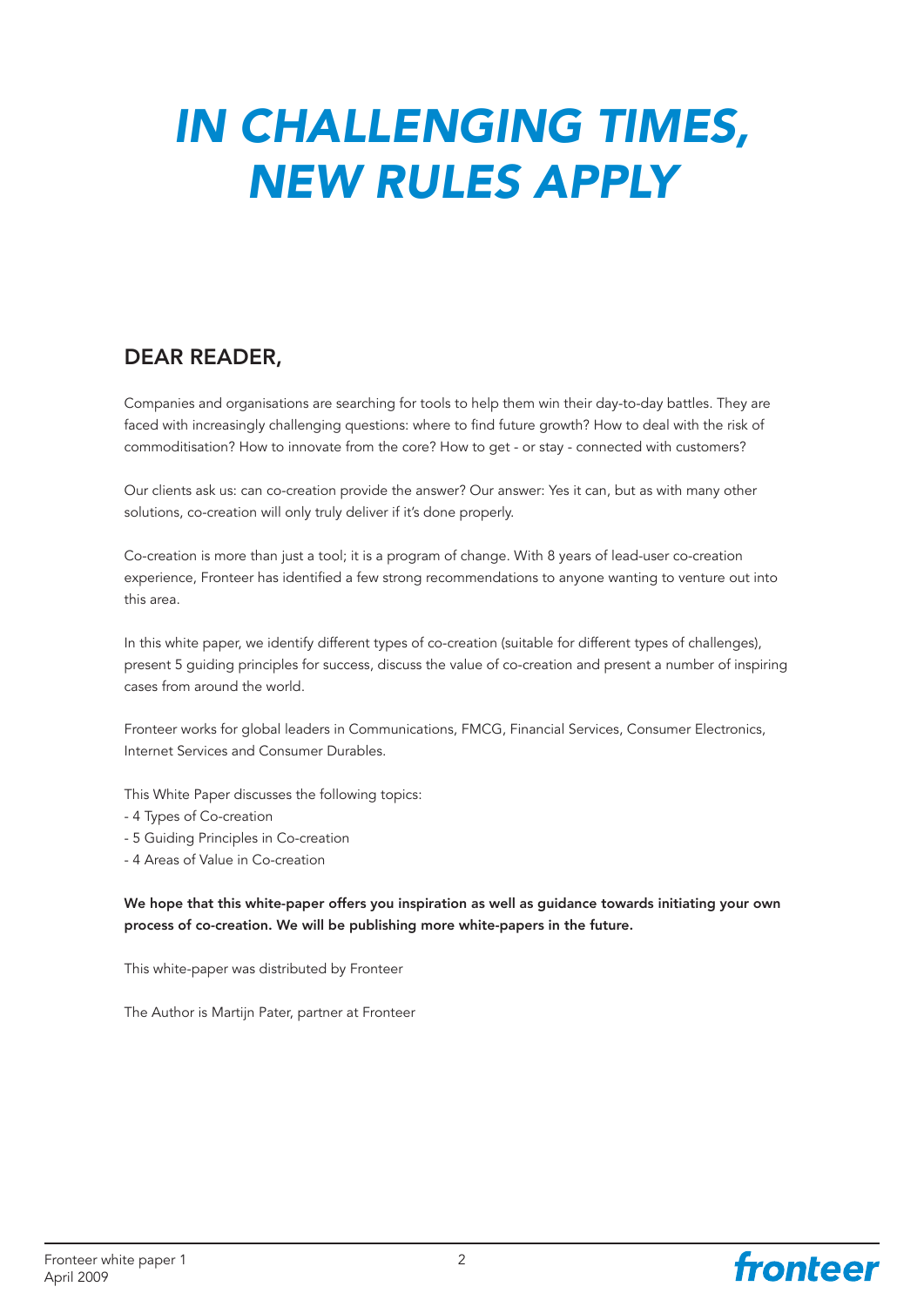# *IN CHALLENGING TIMES, NEW RULES APPLY*

## DEAR READER,

Companies and organisations are searching for tools to help them win their day-to-day battles. They are faced with increasingly challenging questions: where to find future growth? How to deal with the risk of commoditisation? How to innovate from the core? How to get - or stay - connected with customers?

Our clients ask us: can co-creation provide the answer? Our answer: Yes it can, but as with many other solutions, co-creation will only truly deliver if it's done properly.

Co-creation is more than just a tool; it is a program of change. With 8 years of lead-user co-creation experience, Fronteer has identified a few strong recommendations to anyone wanting to venture out into this area.

In this white paper, we identify different types of co-creation (suitable for different types of challenges), present 5 guiding principles for success, discuss the value of co-creation and present a number of inspiring cases from around the world.

Fronteer works for global leaders in Communications, FMCG, Financial Services, Consumer Electronics, Internet Services and Consumer Durables.

This White Paper discusses the following topics:
- 4 Types of Co-creation
- 5 Guiding Principles in Co-creation
- 4 Areas of Value in Co-creation

**We hope that this white-paper offers you inspiration as well as guidance towards initiating your own process of co-creation. We will be publishing more white-papers in the future.**

This white-paper was distributed by Fronteer

The Author is Martijn Pater, partner at Fronteer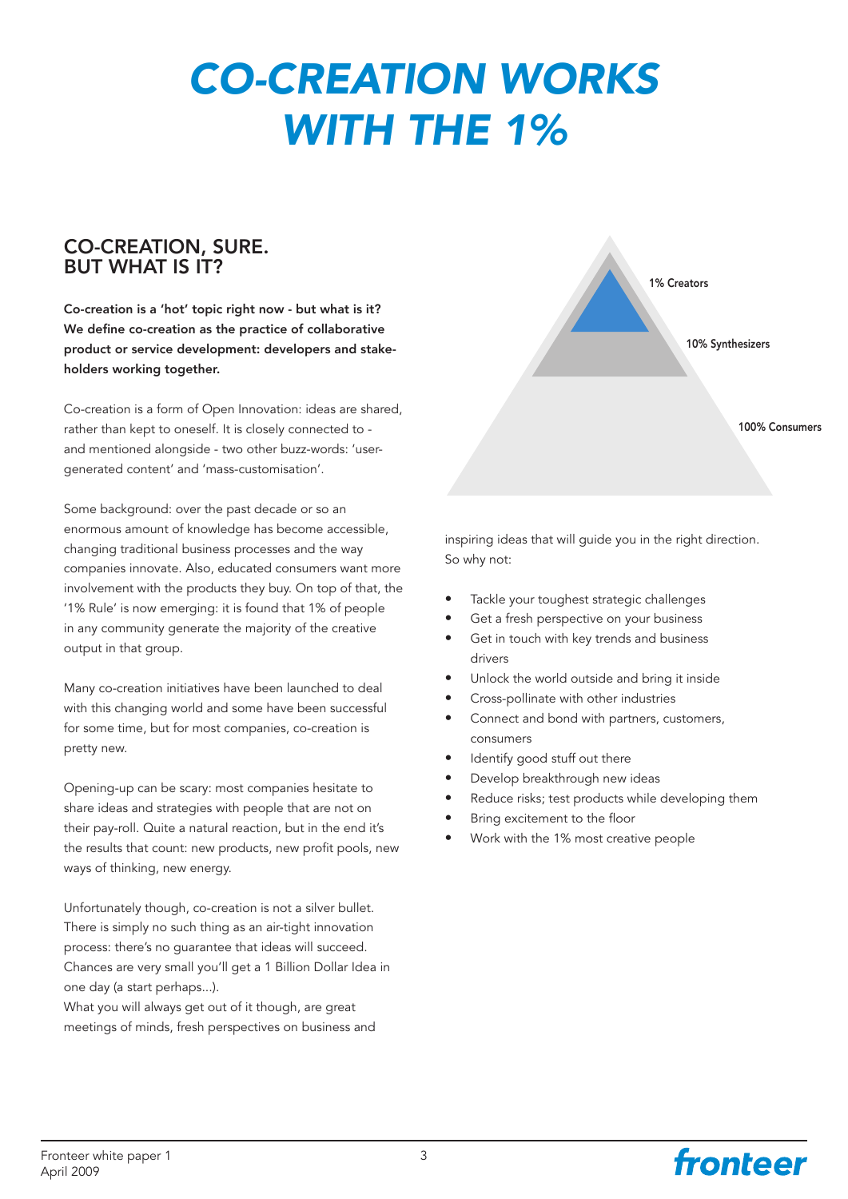# CO-CREATION WORKS WITH THE 1%

## CO-CREATION, SURE. BUT WHAT IS IT?

**Co-creation is a 'hot' topic right now - but what is it? We define co-creation as the practice of collaborative product or service development: developers and stake-holders working together.**

Co-creation is a form of Open Innovation: ideas are shared, rather than kept to oneself. It is closely connected to - and mentioned alongside - two other buzz-words: 'user-generated content' and 'mass-customisation'.

Some background: over the past decade or so an enormous amount of knowledge has become accessible, changing traditional business processes and the way companies innovate. Also, educated consumers want more involvement with the products they buy. On top of that, the '1% Rule' is now emerging: it is found that 1% of people in any community generate the majority of the creative output in that group.

Many co-creation initiatives have been launched to deal with this changing world and some have been successful for some time, but for most companies, co-creation is pretty new.

Opening-up can be scary: most companies hesitate to share ideas and strategies with people that are not on their pay-roll. Quite a natural reaction, but in the end it's the results that count: new products, new profit pools, new ways of thinking, new energy.

Unfortunately though, co-creation is not a silver bullet. There is simply no such thing as an air-tight innovation process: there's no guarantee that ideas will succeed. Chances are very small you'll get a 1 Billion Dollar Idea in one day (a start perhaps...).
What you will always get out of it though, are great meetings of minds, fresh perspectives on business and inspiring ideas that will guide you in the right direction. So why not:

- Tackle your toughest strategic challenges
- Get a fresh perspective on your business
- Get in touch with key trends and business drivers
- Unlock the world outside and bring it inside
- Cross-pollinate with other industries
- Connect and bond with partners, customers, consumers
- Identify good stuff out there
- Develop breakthrough new ideas
- Reduce risks; test products while developing them
- Bring excitement to the floor
- Work with the 1% most creative people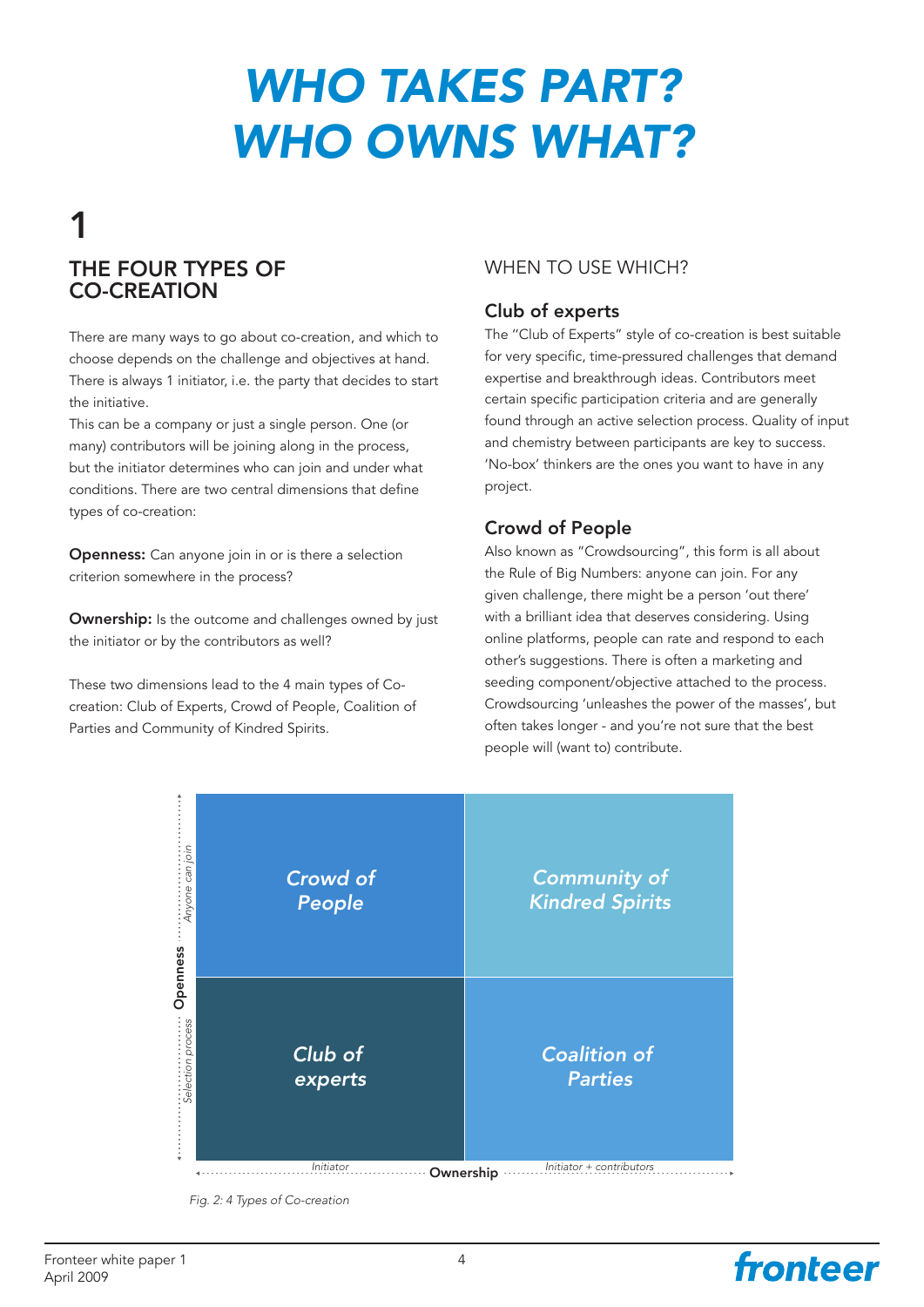# WHO TAKES PART? WHO OWNS WHAT?

## 1

## THE FOUR TYPES OF CO-CREATION

There are many ways to go about co-creation, and which to choose depends on the challenge and objectives at hand. There is always 1 initiator, i.e. the party that decides to start the initiative.
This can be a company or just a single person. One (or many) contributors will be joining along in the process, but the initiator determines who can join and under what conditions. There are two central dimensions that define types of co-creation:

**Openness:** Can anyone join in or is there a selection criterion somewhere in the process?

**Ownership:** Is the outcome and challenges owned by just the initiator or by the contributors as well?

These two dimensions lead to the 4 main types of Co-creation: Club of Experts, Crowd of People, Coalition of Parties and Community of Kindred Spirits.

## WHEN TO USE WHICH?

### Club of experts

The "Club of Experts" style of co-creation is best suitable for very specific, time-pressured challenges that demand expertise and breakthrough ideas. Contributors meet certain specific participation criteria and are generally found through an active selection process. Quality of input and chemistry between participants are key to success. 'No-box' thinkers are the ones you want to have in any project.

### Crowd of People

Also known as "Crowdsourcing", this form is all about the Rule of Big Numbers: anyone can join. For any given challenge, there might be a person 'out there' with a brilliant idea that deserves considering. Using online platforms, people can rate and respond to each other's suggestions. There is often a marketing and seeding component/objective attached to the process. Crowdsourcing 'unleashes the power of the masses', but often takes longer - and you're not sure that the best people will (want to) contribute.

| Openness / Ownership | Initiator | Initiator + contributors |
|---|---|---|
| Anyone can join | *Crowd of People* | *Community of Kindred Spirits* |
| Selection process | *Club of experts* | *Coalition of Parties* |

*Fig. 2: 4 Types of Co-creation*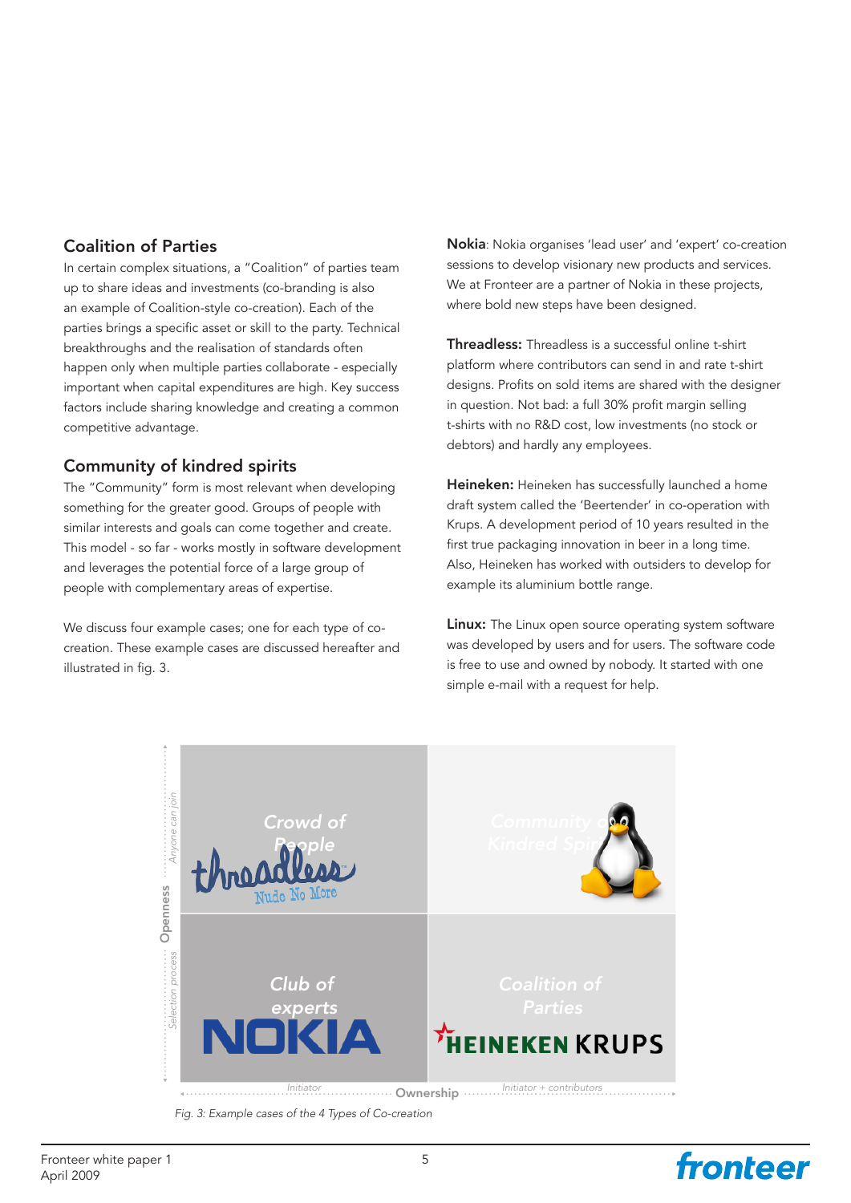## Coalition of Parties

In certain complex situations, a "Coalition" of parties team up to share ideas and investments (co-branding is also an example of Coalition-style co-creation). Each of the parties brings a specific asset or skill to the party. Technical breakthroughs and the realisation of standards often happen only when multiple parties collaborate - especially important when capital expenditures are high. Key success factors include sharing knowledge and creating a common competitive advantage.

## Community of kindred spirits

The "Community" form is most relevant when developing something for the greater good. Groups of people with similar interests and goals can come together and create. This model - so far - works mostly in software development and leverages the potential force of a large group of people with complementary areas of expertise.

We discuss four example cases; one for each type of co-creation. These example cases are discussed hereafter and illustrated in fig. 3.

**Nokia**: Nokia organises 'lead user' and 'expert' co-creation sessions to develop visionary new products and services. We at Fronteer are a partner of Nokia in these projects, where bold new steps have been designed.

**Threadless:** Threadless is a successful online t-shirt platform where contributors can send in and rate t-shirt designs. Profits on sold items are shared with the designer in question. Not bad: a full 30% profit margin selling t-shirts with no R&D cost, low investments (no stock or debtors) and hardly any employees.

**Heineken:** Heineken has successfully launched a home draft system called the 'Beertender' in co-operation with Krups. A development period of 10 years resulted in the first true packaging innovation in beer in a long time. Also, Heineken has worked with outsiders to develop for example its aluminium bottle range.

**Linux:** The Linux open source operating system software was developed by users and for users. The software code is free to use and owned by nobody. It started with one simple e-mail with a request for help.

| Openness \ Ownership | Initiator | Initiator + contributors |
|---|---|---|
| Anyone can join | Crowd of People (Threadless) | Community of Kindred Spirits (Linux) |
| Selection process | Club of experts (Nokia) | Coalition of Parties (Heineken, Krups) |

*Fig. 3: Example cases of the 4 Types of Co-creation*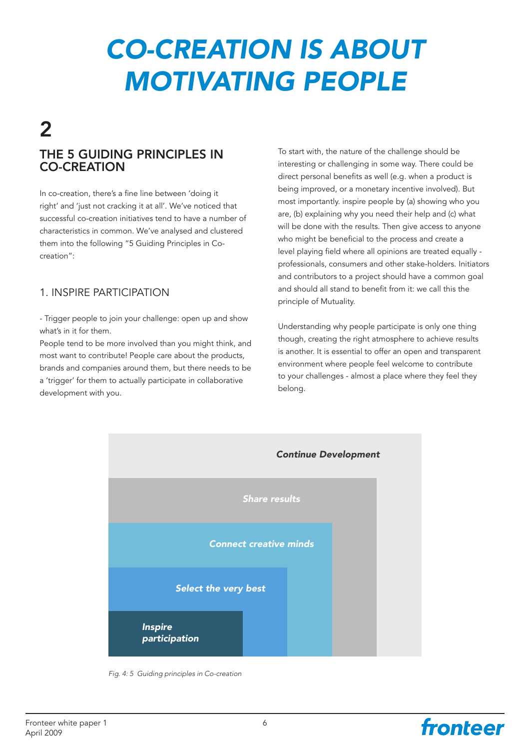# CO-CREATION IS ABOUT MOTIVATING PEOPLE

## 2

### THE 5 GUIDING PRINCIPLES IN CO-CREATION

In co-creation, there's a fine line between 'doing it right' and 'just not cracking it at all'. We've noticed that successful co-creation initiatives tend to have a number of characteristics in common. We've analysed and clustered them into the following "5 Guiding Principles in Co-creation":

#### 1. INSPIRE PARTICIPATION

- Trigger people to join your challenge: open up and show what's in it for them.

People tend to be more involved than you might think, and most want to contribute! People care about the products, brands and companies around them, but there needs to be a 'trigger' for them to actually participate in collaborative development with you.

To start with, the nature of the challenge should be interesting or challenging in some way. There could be direct personal benefits as well (e.g. when a product is being improved, or a monetary incentive involved). But most importantly. inspire people by (a) showing who you are, (b) explaining why you need their help and (c) what will be done with the results. Then give access to anyone who might be beneficial to the process and create a level playing field where all opinions are treated equally - professionals, consumers and other stake-holders. Initiators and contributors to a project should have a common goal and should all stand to benefit from it: we call this the principle of Mutuality.

Understanding why people participate is only one thing though, creating the right atmosphere to achieve results is another. It is essential to offer an open and transparent environment where people feel welcome to contribute to your challenges - almost a place where they feel they belong.

*Continue Development*

*Share results*

*Connect creative minds*

*Select the very best*

*Inspire participation*

*Fig. 4: 5 Guiding principles in Co-creation*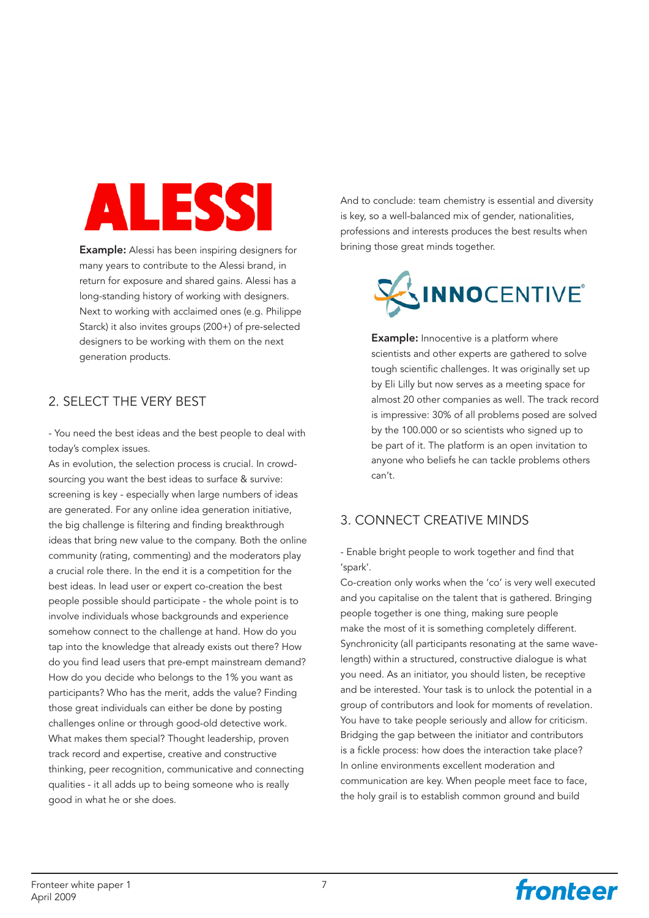ALESSI

**Example:** Alessi has been inspiring designers for many years to contribute to the Alessi brand, in return for exposure and shared gains. Alessi has a long-standing history of working with designers. Next to working with acclaimed ones (e.g. Philippe Starck) it also invites groups (200+) of pre-selected designers to be working with them on the next generation products.

## 2. SELECT THE VERY BEST

- You need the best ideas and the best people to deal with today's complex issues.

As in evolution, the selection process is crucial. In crowd-sourcing you want the best ideas to surface & survive: screening is key - especially when large numbers of ideas are generated. For any online idea generation initiative, the big challenge is filtering and finding breakthrough ideas that bring new value to the company. Both the online community (rating, commenting) and the moderators play a crucial role there. In the end it is a competition for the best ideas. In lead user or expert co-creation the best people possible should participate - the whole point is to involve individuals whose backgrounds and experience somehow connect to the challenge at hand. How do you tap into the knowledge that already exists out there? How do you find lead users that pre-empt mainstream demand? How do you decide who belongs to the 1% you want as participants? Who has the merit, adds the value? Finding those great individuals can either be done by posting challenges online or through good-old detective work. What makes them special? Thought leadership, proven track record and expertise, creative and constructive thinking, peer recognition, communicative and connecting qualities - it all adds up to being someone who is really good in what he or she does.

And to conclude: team chemistry is essential and diversity is key, so a well-balanced mix of gender, nationalities, professions and interests produces the best results when brining those great minds together.

INNOCENTIVE®

**Example:** Innocentive is a platform where scientists and other experts are gathered to solve tough scientific challenges. It was originally set up by Eli Lilly but now serves as a meeting space for almost 20 other companies as well. The track record is impressive: 30% of all problems posed are solved by the 100.000 or so scientists who signed up to be part of it. The platform is an open invitation to anyone who beliefs he can tackle problems others can't.

## 3. CONNECT CREATIVE MINDS

- Enable bright people to work together and find that 'spark'.

Co-creation only works when the 'co' is very well executed and you capitalise on the talent that is gathered. Bringing people together is one thing, making sure people make the most of it is something completely different. Synchronicity (all participants resonating at the same wave-length) within a structured, constructive dialogue is what you need. As an initiator, you should listen, be receptive and be interested. Your task is to unlock the potential in a group of contributors and look for moments of revelation. You have to take people seriously and allow for criticism. Bridging the gap between the initiator and contributors is a fickle process: how does the interaction take place? In online environments excellent moderation and communication are key. When people meet face to face, the holy grail is to establish common ground and build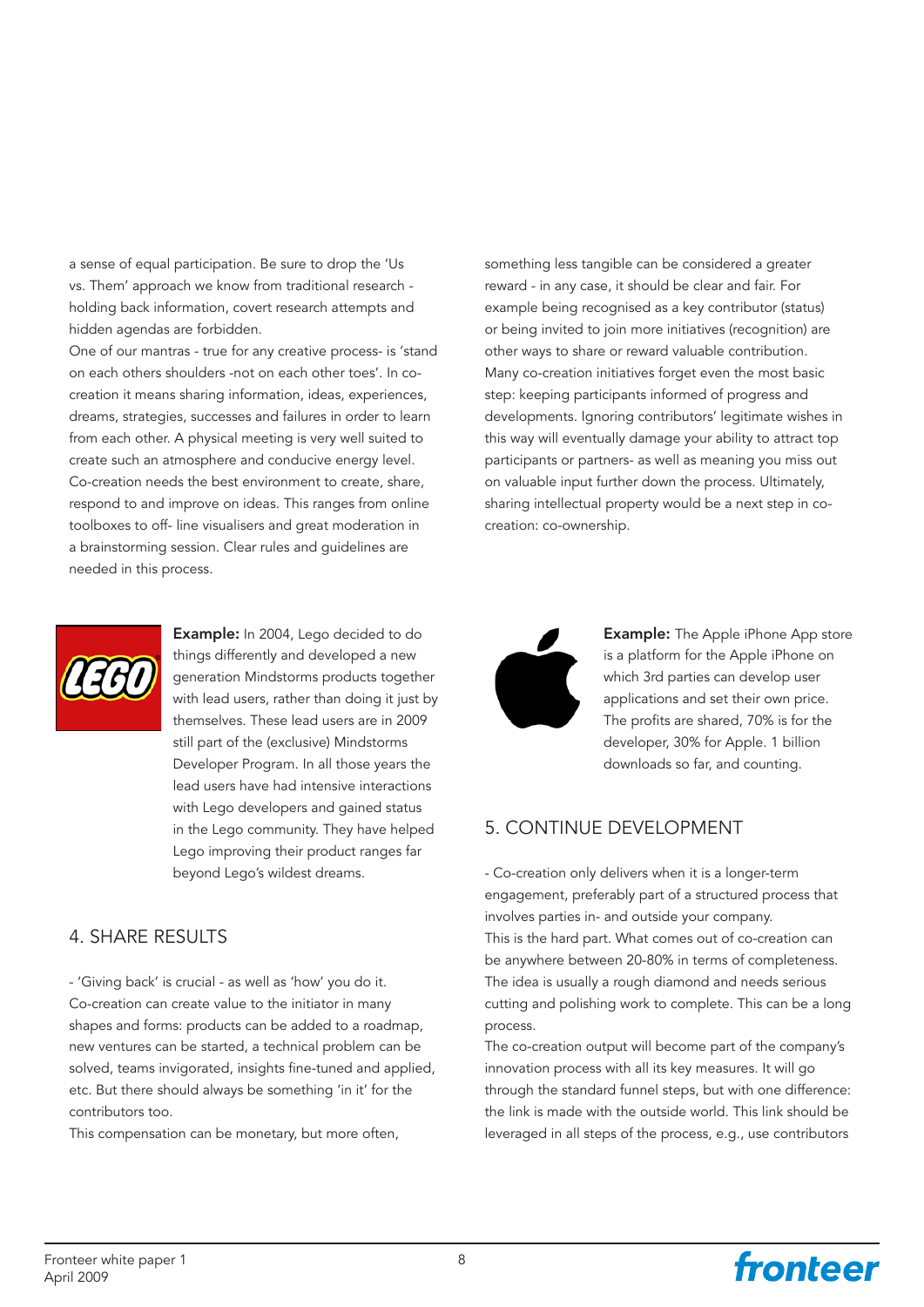a sense of equal participation. Be sure to drop the 'Us vs. Them' approach we know from traditional research - holding back information, covert research attempts and hidden agendas are forbidden.

One of our mantras - true for any creative process- is 'stand on each others shoulders -not on each other toes'. In co-creation it means sharing information, ideas, experiences, dreams, strategies, successes and failures in order to learn from each other. A physical meeting is very well suited to create such an atmosphere and conducive energy level. Co-creation needs the best environment to create, share, respond to and improve on ideas. This ranges from online toolboxes to off- line visualisers and great moderation in a brainstorming session. Clear rules and guidelines are needed in this process.

**Example:** In 2004, Lego decided to do things differently and developed a new generation Mindstorms products together with lead users, rather than doing it just by themselves. These lead users are in 2009 still part of the (exclusive) Mindstorms Developer Program. In all those years the lead users have had intensive interactions with Lego developers and gained status in the Lego community. They have helped Lego improving their product ranges far beyond Lego's wildest dreams.

## 4. SHARE RESULTS

- 'Giving back' is crucial - as well as 'how' you do it. Co-creation can create value to the initiator in many shapes and forms: products can be added to a roadmap, new ventures can be started, a technical problem can be solved, teams invigorated, insights fine-tuned and applied, etc. But there should always be something 'in it' for the contributors too.

This compensation can be monetary, but more often, something less tangible can be considered a greater reward - in any case, it should be clear and fair. For example being recognised as a key contributor (status) or being invited to join more initiatives (recognition) are other ways to share or reward valuable contribution. Many co-creation initiatives forget even the most basic step: keeping participants informed of progress and developments. Ignoring contributors' legitimate wishes in this way will eventually damage your ability to attract top participants or partners- as well as meaning you miss out on valuable input further down the process. Ultimately, sharing intellectual property would be a next step in co-creation: co-ownership.

**Example:** The Apple iPhone App store is a platform for the Apple iPhone on which 3rd parties can develop user applications and set their own price. The profits are shared, 70% is for the developer, 30% for Apple. 1 billion downloads so far, and counting.

## 5. CONTINUE DEVELOPMENT

- Co-creation only delivers when it is a longer-term engagement, preferably part of a structured process that involves parties in- and outside your company.

This is the hard part. What comes out of co-creation can be anywhere between 20-80% in terms of completeness. The idea is usually a rough diamond and needs serious cutting and polishing work to complete. This can be a long process.

The co-creation output will become part of the company's innovation process with all its key measures. It will go through the standard funnel steps, but with one difference: the link is made with the outside world. This link should be leveraged in all steps of the process, e.g., use contributors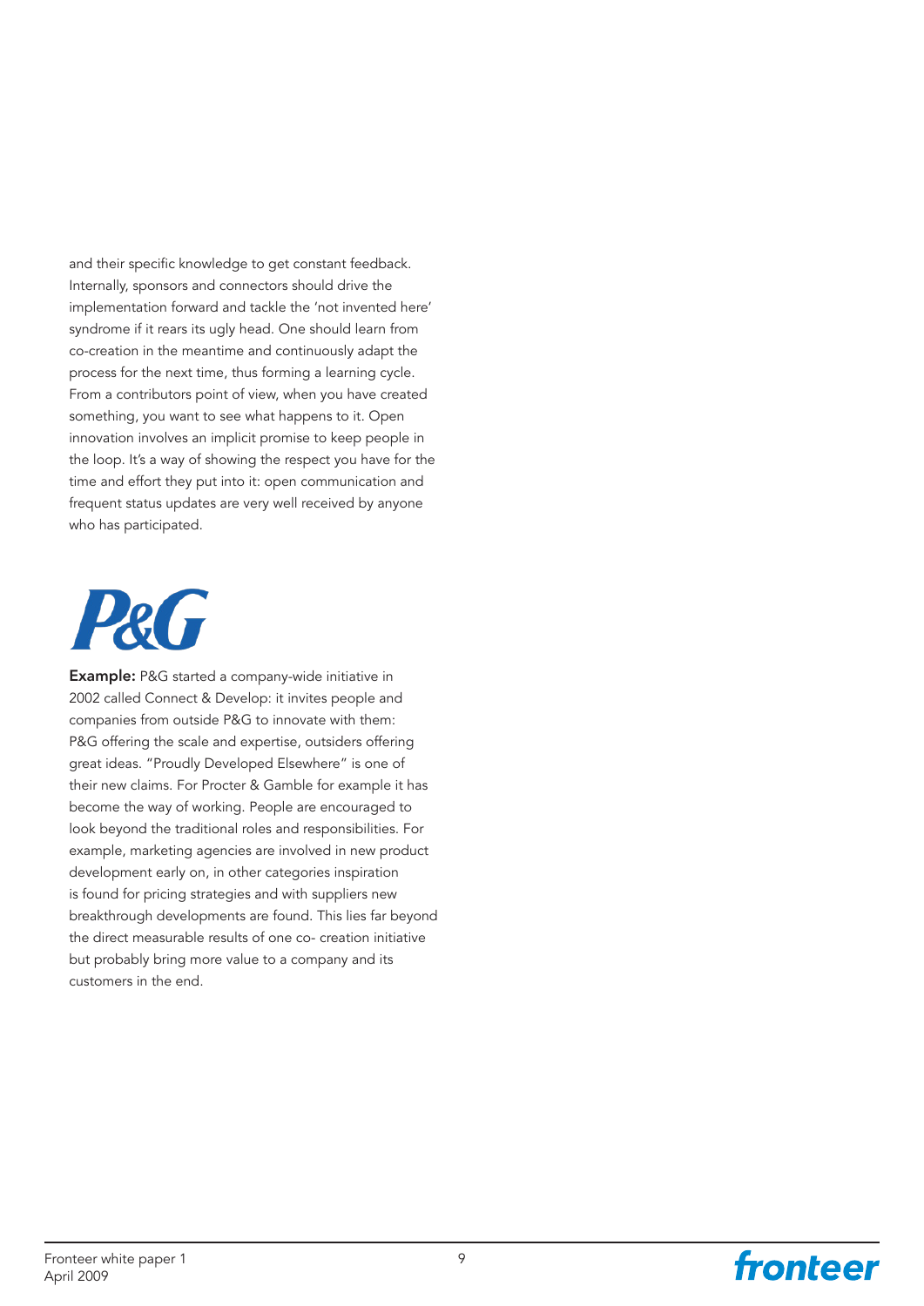and their specific knowledge to get constant feedback. Internally, sponsors and connectors should drive the implementation forward and tackle the 'not invented here' syndrome if it rears its ugly head. One should learn from co-creation in the meantime and continuously adapt the process for the next time, thus forming a learning cycle. From a contributors point of view, when you have created something, you want to see what happens to it. Open innovation involves an implicit promise to keep people in the loop. It's a way of showing the respect you have for the time and effort they put into it: open communication and frequent status updates are very well received by anyone who has participated.

P&G

**Example:** P&G started a company-wide initiative in 2002 called Connect & Develop: it invites people and companies from outside P&G to innovate with them: P&G offering the scale and expertise, outsiders offering great ideas. "Proudly Developed Elsewhere" is one of their new claims. For Procter & Gamble for example it has become the way of working. People are encouraged to look beyond the traditional roles and responsibilities. For example, marketing agencies are involved in new product development early on, in other categories inspiration is found for pricing strategies and with suppliers new breakthrough developments are found. This lies far beyond the direct measurable results of one co- creation initiative but probably bring more value to a company and its customers in the end.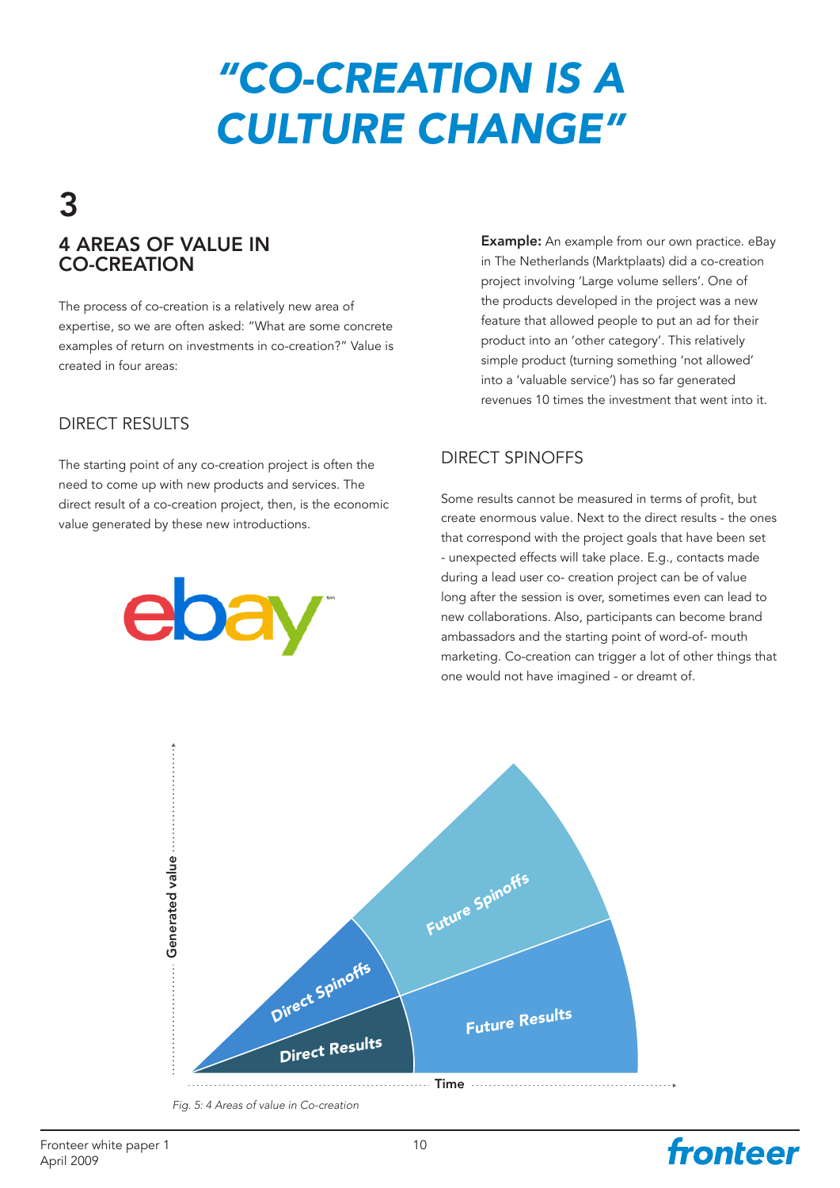# "CO-CREATION IS A CULTURE CHANGE"

## 3

## 4 AREAS OF VALUE IN CO-CREATION

The process of co-creation is a relatively new area of expertise, so we are often asked: "What are some concrete examples of return on investments in co-creation?" Value is created in four areas:

### DIRECT RESULTS

The starting point of any co-creation project is often the need to come up with new products and services. The direct result of a co-creation project, then, is the economic value generated by these new introductions.

**Example:** An example from our own practice. eBay in The Netherlands (Marktplaats) did a co-creation project involving 'Large volume sellers'. One of the products developed in the project was a new feature that allowed people to put an ad for their product into an 'other category'. This relatively simple product (turning something 'not allowed' into a 'valuable service') has so far generated revenues 10 times the investment that went into it.

### DIRECT SPINOFFS

Some results cannot be measured in terms of profit, but create enormous value. Next to the direct results - the ones that correspond with the project goals that have been set - unexpected effects will take place. E.g., contacts made during a lead user co- creation project can be of value long after the session is over, sometimes even can lead to new collaborations. Also, participants can become brand ambassadors and the starting point of word-of- mouth marketing. Co-creation can trigger a lot of other things that one would not have imagined - or dreamt of.

*Fig. 5: 4 Areas of value in Co-creation*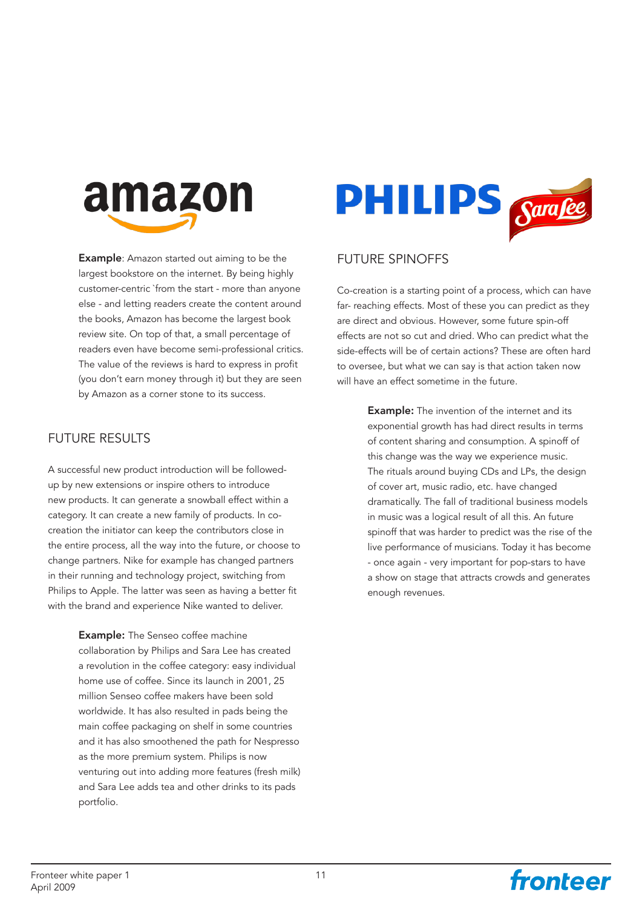**Example**: Amazon started out aiming to be the largest bookstore on the internet. By being highly customer-centric `from the start - more than anyone else - and letting readers create the content around the books, Amazon has become the largest book review site. On top of that, a small percentage of readers even have become semi-professional critics. The value of the reviews is hard to express in profit (you don't earn money through it) but they are seen by Amazon as a corner stone to its success.

## FUTURE RESULTS

A successful new product introduction will be followed-up by new extensions or inspire others to introduce new products. It can generate a snowball effect within a category. It can create a new family of products. In co-creation the initiator can keep the contributors close in the entire process, all the way into the future, or choose to change partners. Nike for example has changed partners in their running and technology project, switching from Philips to Apple. The latter was seen as having a better fit with the brand and experience Nike wanted to deliver.

**Example:** The Senseo coffee machine collaboration by Philips and Sara Lee has created a revolution in the coffee category: easy individual home use of coffee. Since its launch in 2001, 25 million Senseo coffee makers have been sold worldwide. It has also resulted in pads being the main coffee packaging on shelf in some countries and it has also smoothened the path for Nespresso as the more premium system. Philips is now venturing out into adding more features (fresh milk) and Sara Lee adds tea and other drinks to its pads portfolio.

## FUTURE SPINOFFS

Co-creation is a starting point of a process, which can have far- reaching effects. Most of these you can predict as they are direct and obvious. However, some future spin-off effects are not so cut and dried. Who can predict what the side-effects will be of certain actions? These are often hard to oversee, but what we can say is that action taken now will have an effect sometime in the future.

**Example:** The invention of the internet and its exponential growth has had direct results in terms of content sharing and consumption. A spinoff of this change was the way we experience music. The rituals around buying CDs and LPs, the design of cover art, music radio, etc. have changed dramatically. The fall of traditional business models in music was a logical result of all this. An future spinoff that was harder to predict was the rise of the live performance of musicians. Today it has become - once again - very important for pop-stars to have a show on stage that attracts crowds and generates enough revenues.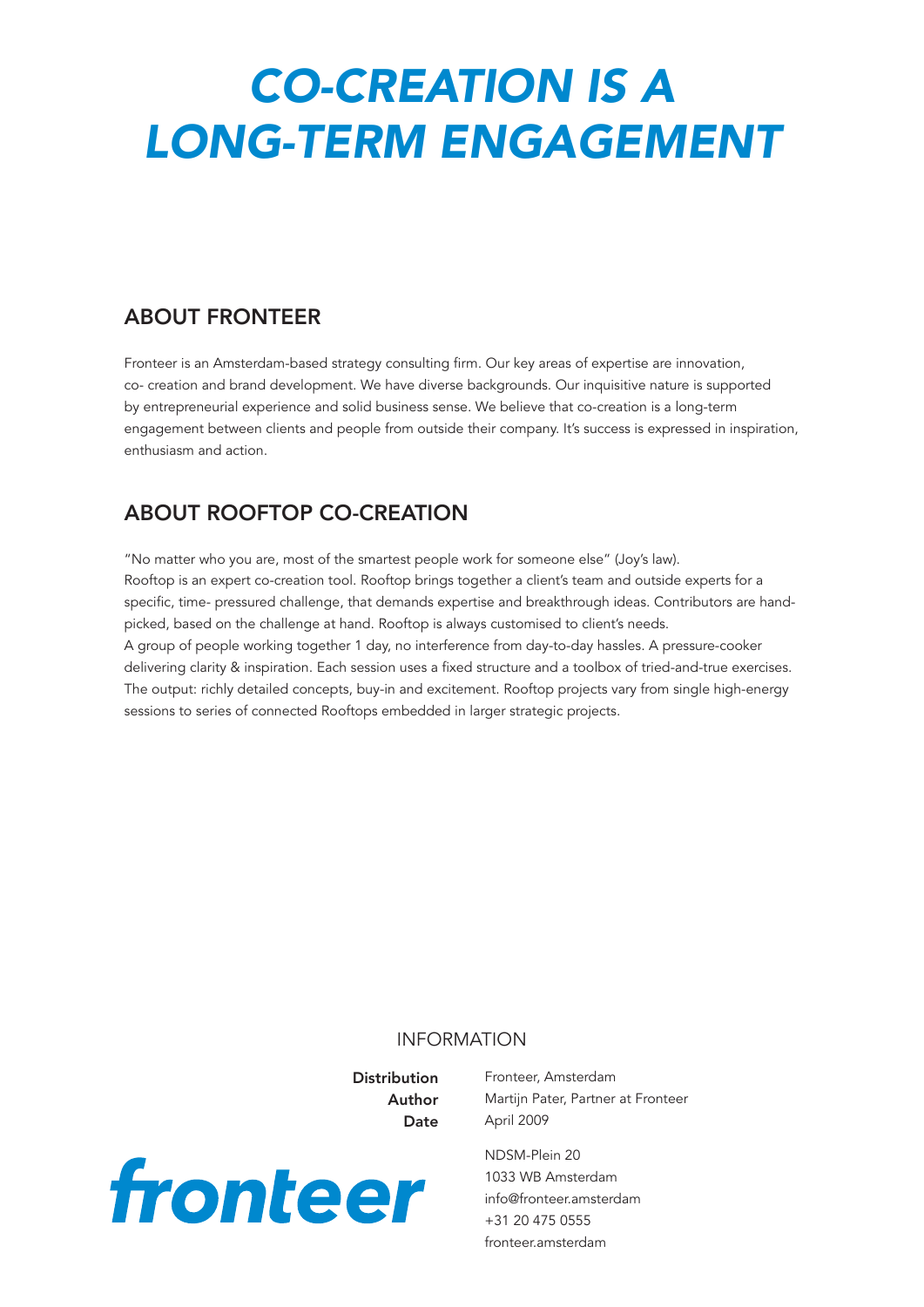# *CO-CREATION IS A LONG-TERM ENGAGEMENT*

## ABOUT FRONTEER

Fronteer is an Amsterdam-based strategy consulting firm. Our key areas of expertise are innovation, co- creation and brand development. We have diverse backgrounds. Our inquisitive nature is supported by entrepreneurial experience and solid business sense. We believe that co-creation is a long-term engagement between clients and people from outside their company. It's success is expressed in inspiration, enthusiasm and action.

## ABOUT ROOFTOP CO-CREATION

"No matter who you are, most of the smartest people work for someone else" (Joy's law).
Rooftop is an expert co-creation tool. Rooftop brings together a client's team and outside experts for a specific, time- pressured challenge, that demands expertise and breakthrough ideas. Contributors are hand-picked, based on the challenge at hand. Rooftop is always customised to client's needs.
A group of people working together 1 day, no interference from day-to-day hassles. A pressure-cooker delivering clarity & inspiration. Each session uses a fixed structure and a toolbox of tried-and-true exercises. The output: richly detailed concepts, buy-in and excitement. Rooftop projects vary from single high-energy sessions to series of connected Rooftops embedded in larger strategic projects.

INFORMATION

**Distribution** Fronteer, Amsterdam
**Author** Martijn Pater, Partner at Fronteer
**Date** April 2009

fronteer

NDSM-Plein 20
1033 WB Amsterdam
info@fronteer.amsterdam
+31 20 475 0555
fronteer.amsterdam